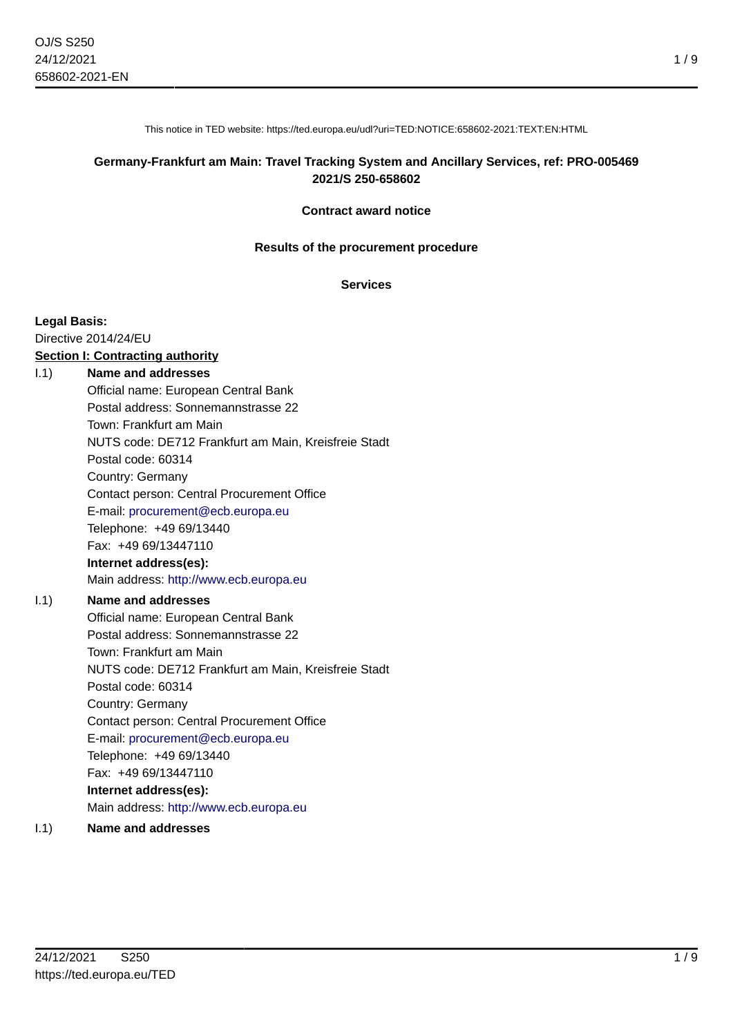This notice in TED website: https://ted.europa.eu/udl?uri=TED:NOTICE:658602-2021:TEXT:EN:HTML

**Germany-Frankfurt am Main: Travel Tracking System and Ancillary Services, ref: PRO-005469**
**2021/S 250-658602**

**Contract award notice**

**Results of the procurement procedure**

**Services**

**Legal Basis:**
Directive 2014/24/EU

**Section I: Contracting authority**

I.1) **Name and addresses**

Official name: European Central Bank
Postal address: Sonnemannstrasse 22
Town: Frankfurt am Main
NUTS code: DE712 Frankfurt am Main, Kreisfreie Stadt
Postal code: 60314
Country: Germany
Contact person: Central Procurement Office
E-mail: procurement@ecb.europa.eu
Telephone: +49 69/13440
Fax: +49 69/13447110
**Internet address(es):**
Main address: http://www.ecb.europa.eu

I.1) **Name and addresses**

Official name: European Central Bank
Postal address: Sonnemannstrasse 22
Town: Frankfurt am Main
NUTS code: DE712 Frankfurt am Main, Kreisfreie Stadt
Postal code: 60314
Country: Germany
Contact person: Central Procurement Office
E-mail: procurement@ecb.europa.eu
Telephone: +49 69/13440
Fax: +49 69/13447110
**Internet address(es):**
Main address: http://www.ecb.europa.eu

I.1) **Name and addresses**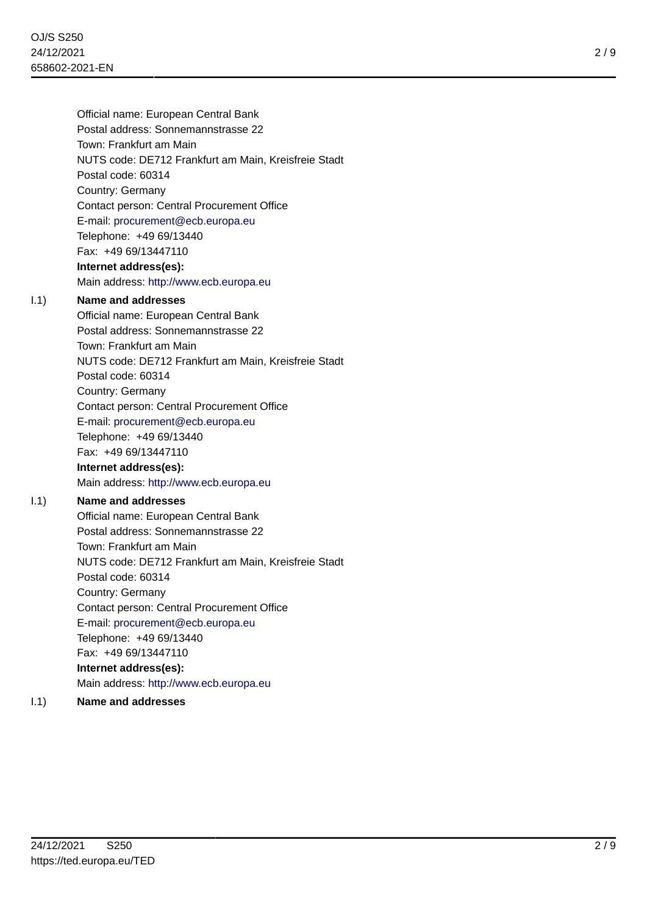Official name: European Central Bank
Postal address: Sonnemannstrasse 22
Town: Frankfurt am Main
NUTS code: DE712 Frankfurt am Main, Kreisfreie Stadt
Postal code: 60314
Country: Germany
Contact person: Central Procurement Office
E-mail: procurement@ecb.europa.eu
Telephone: +49 69/13440
Fax: +49 69/13447110
**Internet address(es):**
Main address: http://www.ecb.europa.eu

I.1) **Name and addresses**
Official name: European Central Bank
Postal address: Sonnemannstrasse 22
Town: Frankfurt am Main
NUTS code: DE712 Frankfurt am Main, Kreisfreie Stadt
Postal code: 60314
Country: Germany
Contact person: Central Procurement Office
E-mail: procurement@ecb.europa.eu
Telephone: +49 69/13440
Fax: +49 69/13447110
**Internet address(es):**
Main address: http://www.ecb.europa.eu

I.1) **Name and addresses**
Official name: European Central Bank
Postal address: Sonnemannstrasse 22
Town: Frankfurt am Main
NUTS code: DE712 Frankfurt am Main, Kreisfreie Stadt
Postal code: 60314
Country: Germany
Contact person: Central Procurement Office
E-mail: procurement@ecb.europa.eu
Telephone: +49 69/13440
Fax: +49 69/13447110
**Internet address(es):**
Main address: http://www.ecb.europa.eu

I.1) **Name and addresses**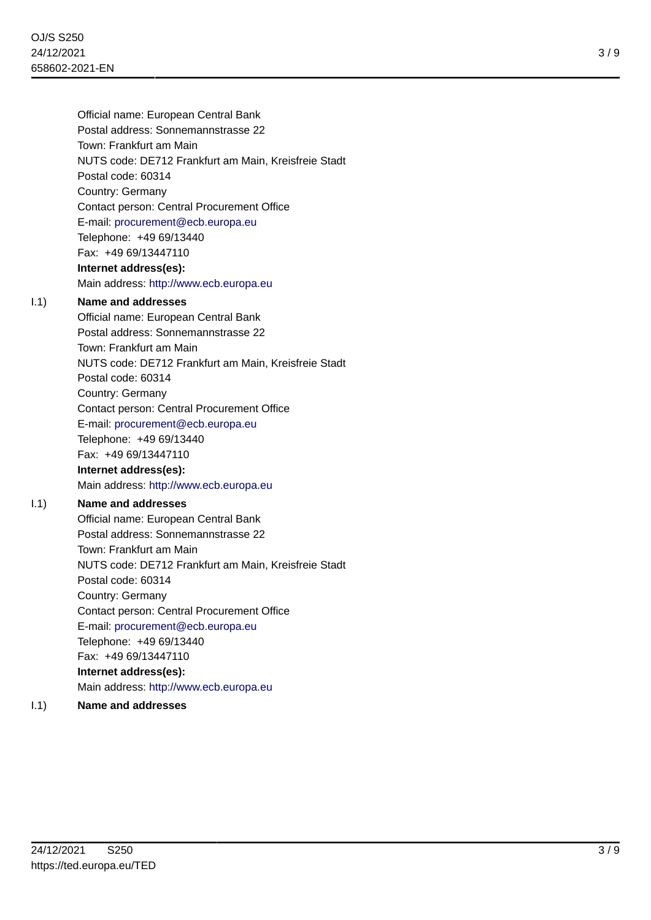Official name: European Central Bank
Postal address: Sonnemannstrasse 22
Town: Frankfurt am Main
NUTS code: DE712 Frankfurt am Main, Kreisfreie Stadt
Postal code: 60314
Country: Germany
Contact person: Central Procurement Office
E-mail: procurement@ecb.europa.eu
Telephone: +49 69/13440
Fax: +49 69/13447110
**Internet address(es):**
Main address: http://www.ecb.europa.eu

I.1) **Name and addresses**
Official name: European Central Bank
Postal address: Sonnemannstrasse 22
Town: Frankfurt am Main
NUTS code: DE712 Frankfurt am Main, Kreisfreie Stadt
Postal code: 60314
Country: Germany
Contact person: Central Procurement Office
E-mail: procurement@ecb.europa.eu
Telephone: +49 69/13440
Fax: +49 69/13447110
**Internet address(es):**
Main address: http://www.ecb.europa.eu

I.1) **Name and addresses**
Official name: European Central Bank
Postal address: Sonnemannstrasse 22
Town: Frankfurt am Main
NUTS code: DE712 Frankfurt am Main, Kreisfreie Stadt
Postal code: 60314
Country: Germany
Contact person: Central Procurement Office
E-mail: procurement@ecb.europa.eu
Telephone: +49 69/13440
Fax: +49 69/13447110
**Internet address(es):**
Main address: http://www.ecb.europa.eu

I.1) **Name and addresses**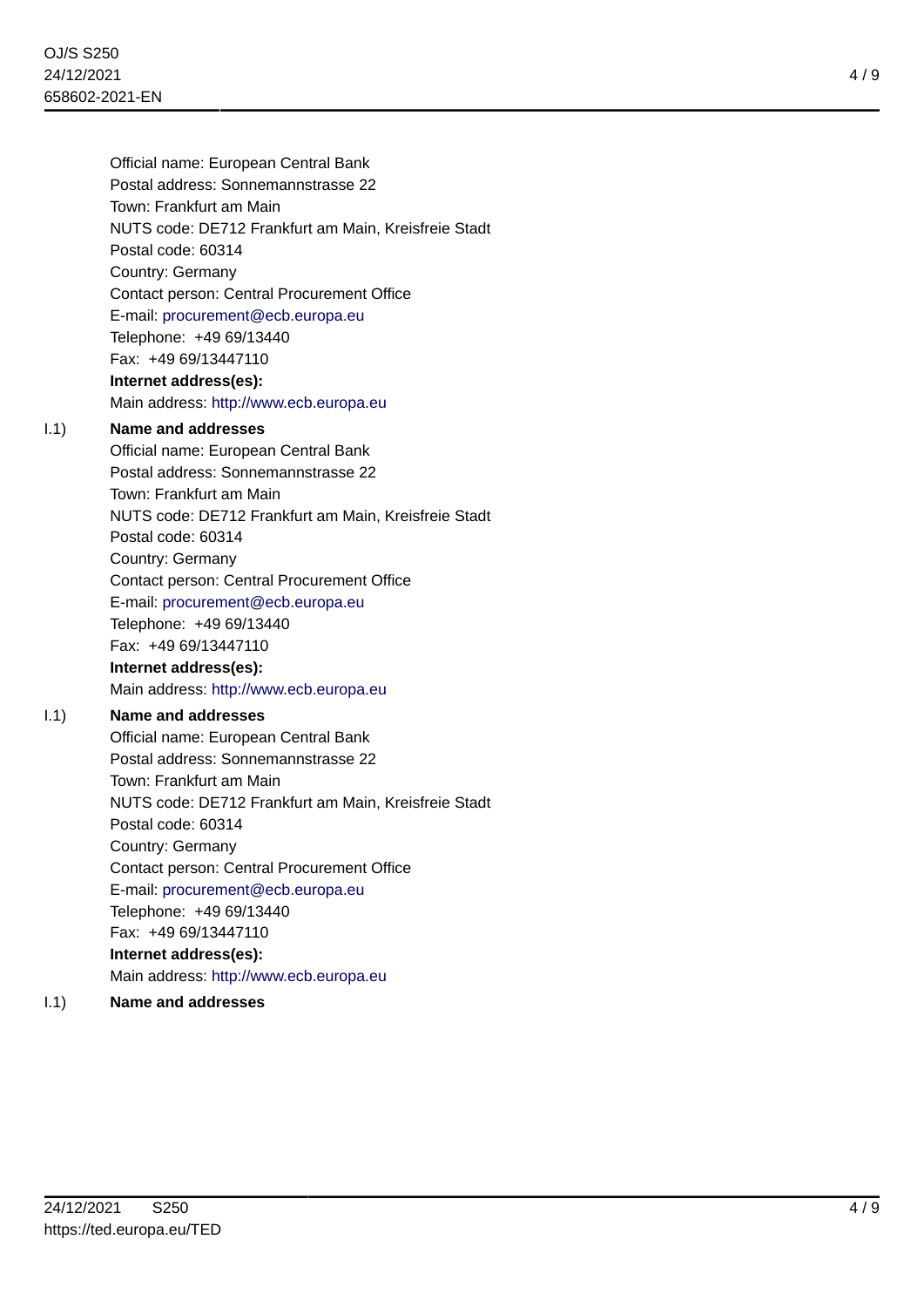Official name: European Central Bank
Postal address: Sonnemannstrasse 22
Town: Frankfurt am Main
NUTS code: DE712 Frankfurt am Main, Kreisfreie Stadt
Postal code: 60314
Country: Germany
Contact person: Central Procurement Office
E-mail: procurement@ecb.europa.eu
Telephone: +49 69/13440
Fax: +49 69/13447110
**Internet address(es):**
Main address: http://www.ecb.europa.eu

I.1) **Name and addresses**

Official name: European Central Bank
Postal address: Sonnemannstrasse 22
Town: Frankfurt am Main
NUTS code: DE712 Frankfurt am Main, Kreisfreie Stadt
Postal code: 60314
Country: Germany
Contact person: Central Procurement Office
E-mail: procurement@ecb.europa.eu
Telephone: +49 69/13440
Fax: +49 69/13447110
**Internet address(es):**
Main address: http://www.ecb.europa.eu

I.1) **Name and addresses**

Official name: European Central Bank
Postal address: Sonnemannstrasse 22
Town: Frankfurt am Main
NUTS code: DE712 Frankfurt am Main, Kreisfreie Stadt
Postal code: 60314
Country: Germany
Contact person: Central Procurement Office
E-mail: procurement@ecb.europa.eu
Telephone: +49 69/13440
Fax: +49 69/13447110
**Internet address(es):**
Main address: http://www.ecb.europa.eu

I.1) **Name and addresses**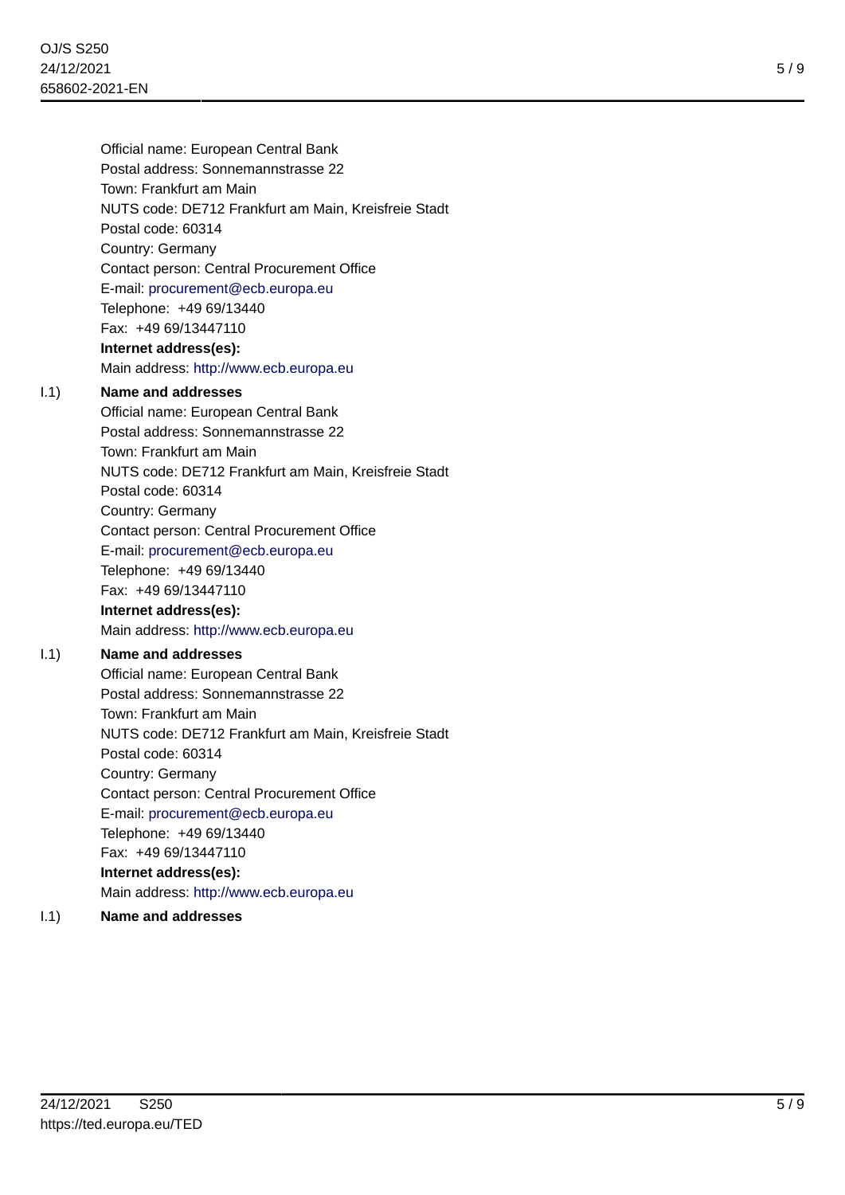Official name: European Central Bank
Postal address: Sonnemannstrasse 22
Town: Frankfurt am Main
NUTS code: DE712 Frankfurt am Main, Kreisfreie Stadt
Postal code: 60314
Country: Germany
Contact person: Central Procurement Office
E-mail: procurement@ecb.europa.eu
Telephone: +49 69/13440
Fax: +49 69/13447110
**Internet address(es):**
Main address: http://www.ecb.europa.eu

I.1) **Name and addresses**
Official name: European Central Bank
Postal address: Sonnemannstrasse 22
Town: Frankfurt am Main
NUTS code: DE712 Frankfurt am Main, Kreisfreie Stadt
Postal code: 60314
Country: Germany
Contact person: Central Procurement Office
E-mail: procurement@ecb.europa.eu
Telephone: +49 69/13440
Fax: +49 69/13447110
**Internet address(es):**
Main address: http://www.ecb.europa.eu

I.1) **Name and addresses**
Official name: European Central Bank
Postal address: Sonnemannstrasse 22
Town: Frankfurt am Main
NUTS code: DE712 Frankfurt am Main, Kreisfreie Stadt
Postal code: 60314
Country: Germany
Contact person: Central Procurement Office
E-mail: procurement@ecb.europa.eu
Telephone: +49 69/13440
Fax: +49 69/13447110
**Internet address(es):**
Main address: http://www.ecb.europa.eu

I.1) **Name and addresses**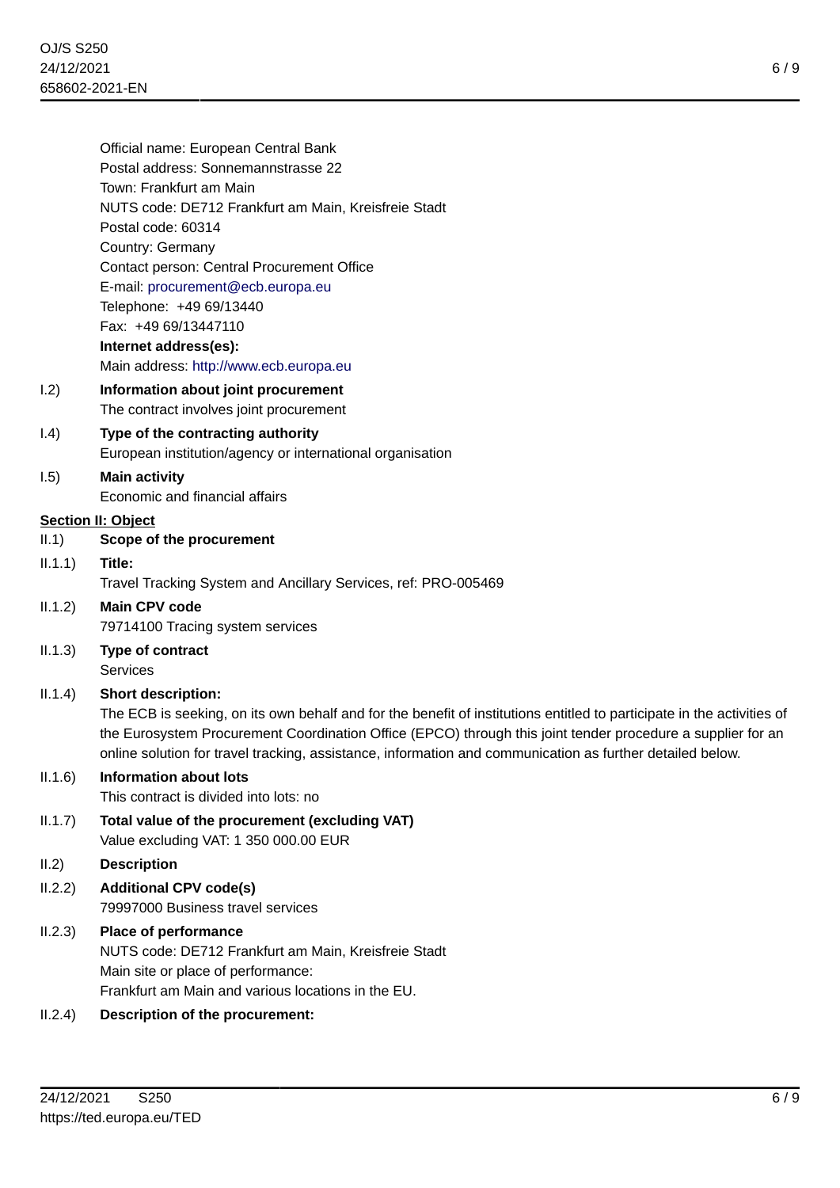Official name: European Central Bank
Postal address: Sonnemannstrasse 22
Town: Frankfurt am Main
NUTS code: DE712 Frankfurt am Main, Kreisfreie Stadt
Postal code: 60314
Country: Germany
Contact person: Central Procurement Office
E-mail: procurement@ecb.europa.eu
Telephone: +49 69/13440
Fax: +49 69/13447110
**Internet address(es):**
Main address: http://www.ecb.europa.eu

I.2) **Information about joint procurement**
The contract involves joint procurement

I.4) **Type of the contracting authority**
European institution/agency or international organisation

I.5) **Main activity**
Economic and financial affairs

## Section II: Object

II.1) **Scope of the procurement**

II.1.1) **Title:**
Travel Tracking System and Ancillary Services, ref: PRO-005469

II.1.2) **Main CPV code**
79714100 Tracing system services

II.1.3) **Type of contract**
Services

II.1.4) **Short description:**
The ECB is seeking, on its own behalf and for the benefit of institutions entitled to participate in the activities of the Eurosystem Procurement Coordination Office (EPCO) through this joint tender procedure a supplier for an online solution for travel tracking, assistance, information and communication as further detailed below.

II.1.6) **Information about lots**
This contract is divided into lots: no

II.1.7) **Total value of the procurement (excluding VAT)**
Value excluding VAT: 1 350 000.00 EUR

II.2) **Description**

II.2.2) **Additional CPV code(s)**
79997000 Business travel services

II.2.3) **Place of performance**
NUTS code: DE712 Frankfurt am Main, Kreisfreie Stadt
Main site or place of performance:
Frankfurt am Main and various locations in the EU.

II.2.4) **Description of the procurement:**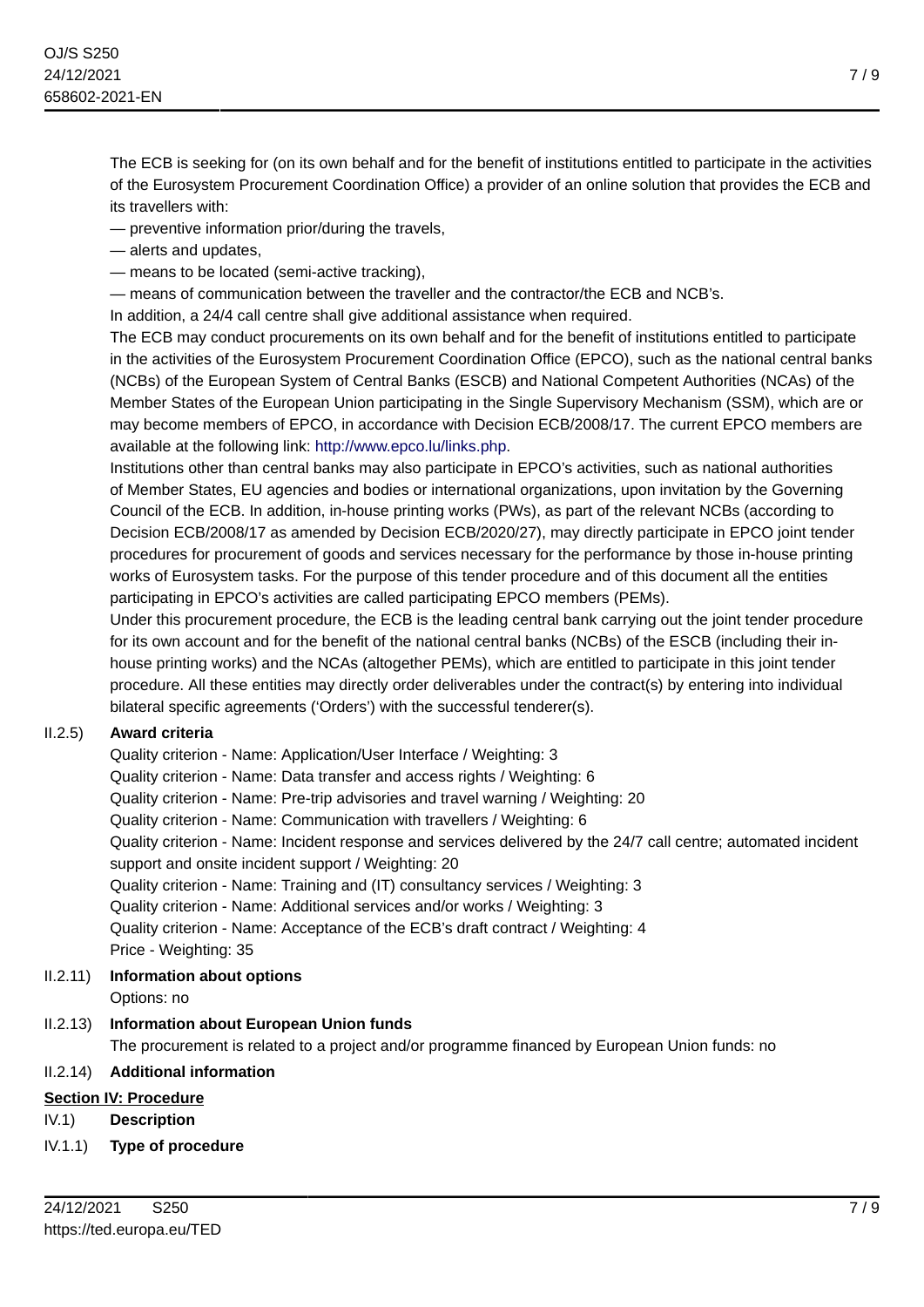The ECB is seeking for (on its own behalf and for the benefit of institutions entitled to participate in the activities of the Eurosystem Procurement Coordination Office) a provider of an online solution that provides the ECB and its travellers with:

— preventive information prior/during the travels,

— alerts and updates,

— means to be located (semi-active tracking),

— means of communication between the traveller and the contractor/the ECB and NCB's.

In addition, a 24/4 call centre shall give additional assistance when required.

The ECB may conduct procurements on its own behalf and for the benefit of institutions entitled to participate in the activities of the Eurosystem Procurement Coordination Office (EPCO), such as the national central banks (NCBs) of the European System of Central Banks (ESCB) and National Competent Authorities (NCAs) of the Member States of the European Union participating in the Single Supervisory Mechanism (SSM), which are or may become members of EPCO, in accordance with Decision ECB/2008/17. The current EPCO members are available at the following link: http://www.epco.lu/links.php.

Institutions other than central banks may also participate in EPCO's activities, such as national authorities of Member States, EU agencies and bodies or international organizations, upon invitation by the Governing Council of the ECB. In addition, in-house printing works (PWs), as part of the relevant NCBs (according to Decision ECB/2008/17 as amended by Decision ECB/2020/27), may directly participate in EPCO joint tender procedures for procurement of goods and services necessary for the performance by those in-house printing works of Eurosystem tasks. For the purpose of this tender procedure and of this document all the entities participating in EPCO's activities are called participating EPCO members (PEMs).

Under this procurement procedure, the ECB is the leading central bank carrying out the joint tender procedure for its own account and for the benefit of the national central banks (NCBs) of the ESCB (including their in-house printing works) and the NCAs (altogether PEMs), which are entitled to participate in this joint tender procedure. All these entities may directly order deliverables under the contract(s) by entering into individual bilateral specific agreements ('Orders') with the successful tenderer(s).

II.2.5) **Award criteria**

Quality criterion - Name: Application/User Interface / Weighting: 3

Quality criterion - Name: Data transfer and access rights / Weighting: 6

Quality criterion - Name: Pre-trip advisories and travel warning / Weighting: 20

Quality criterion - Name: Communication with travellers / Weighting: 6

Quality criterion - Name: Incident response and services delivered by the 24/7 call centre; automated incident support and onsite incident support / Weighting: 20

Quality criterion - Name: Training and (IT) consultancy services / Weighting: 3

Quality criterion - Name: Additional services and/or works / Weighting: 3

Quality criterion - Name: Acceptance of the ECB's draft contract / Weighting: 4

Price - Weighting: 35

II.2.11) **Information about options**

Options: no

II.2.13) **Information about European Union funds**

The procurement is related to a project and/or programme financed by European Union funds: no

II.2.14) **Additional information**

## Section IV: Procedure

IV.1) **Description**

IV.1.1) **Type of procedure**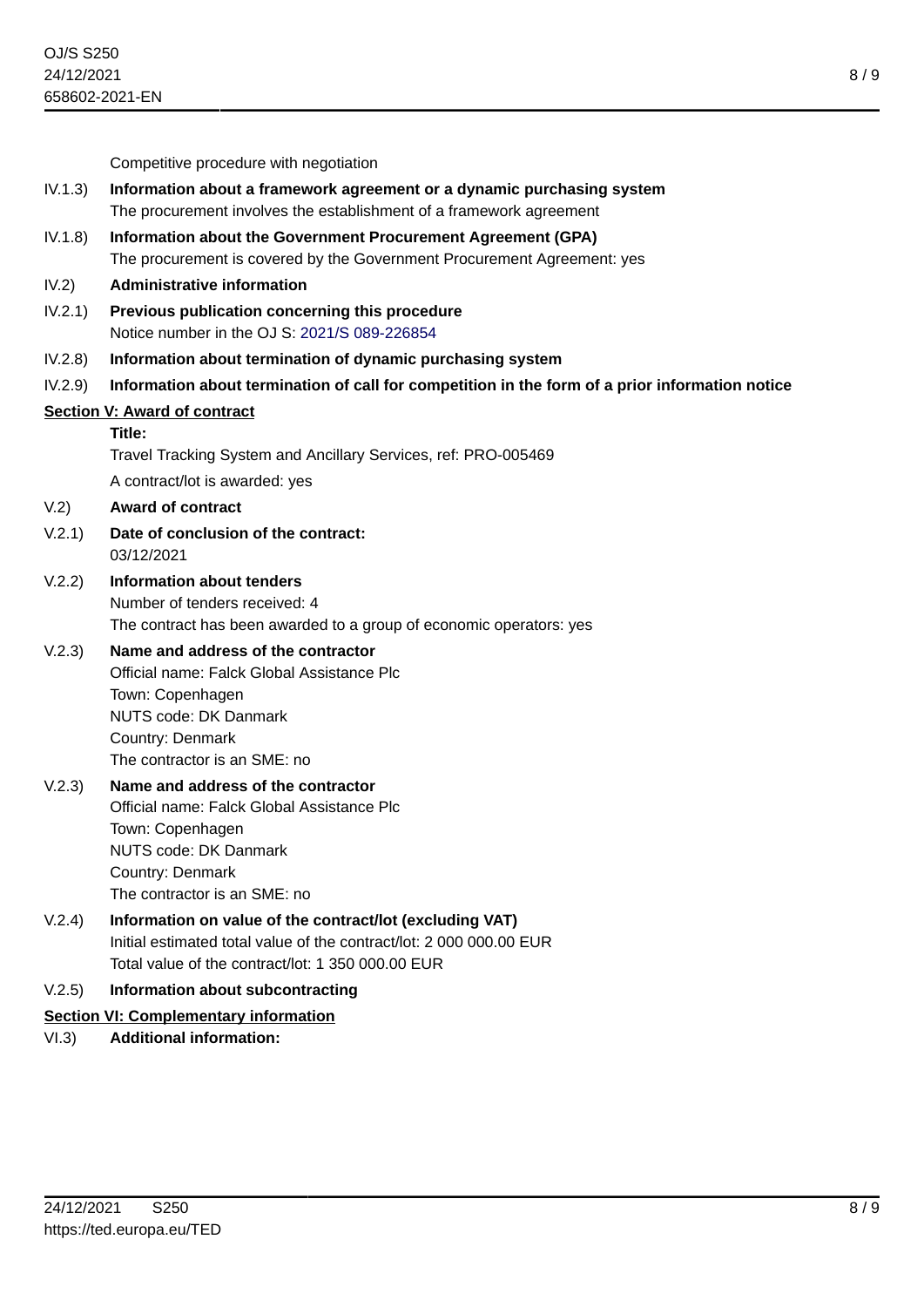Competitive procedure with negotiation

**IV.1.3) Information about a framework agreement or a dynamic purchasing system**

The procurement involves the establishment of a framework agreement

**IV.1.8) Information about the Government Procurement Agreement (GPA)**

The procurement is covered by the Government Procurement Agreement: yes

**IV.2) Administrative information**

**IV.2.1) Previous publication concerning this procedure**

Notice number in the OJ S: 2021/S 089-226854

**IV.2.8) Information about termination of dynamic purchasing system**

**IV.2.9) Information about termination of call for competition in the form of a prior information notice**

## Section V: Award of contract

**Title:**

Travel Tracking System and Ancillary Services, ref: PRO-005469

A contract/lot is awarded: yes

**V.2) Award of contract**

**V.2.1) Date of conclusion of the contract:**

03/12/2021

**V.2.2) Information about tenders**

Number of tenders received: 4

The contract has been awarded to a group of economic operators: yes

**V.2.3) Name and address of the contractor**

Official name: Falck Global Assistance Plc
Town: Copenhagen
NUTS code: DK Danmark
Country: Denmark
The contractor is an SME: no

**V.2.3) Name and address of the contractor**

Official name: Falck Global Assistance Plc
Town: Copenhagen
NUTS code: DK Danmark
Country: Denmark
The contractor is an SME: no

**V.2.4) Information on value of the contract/lot (excluding VAT)**

Initial estimated total value of the contract/lot: 2 000 000.00 EUR
Total value of the contract/lot: 1 350 000.00 EUR

**V.2.5) Information about subcontracting**

## Section VI: Complementary information

**VI.3) Additional information:**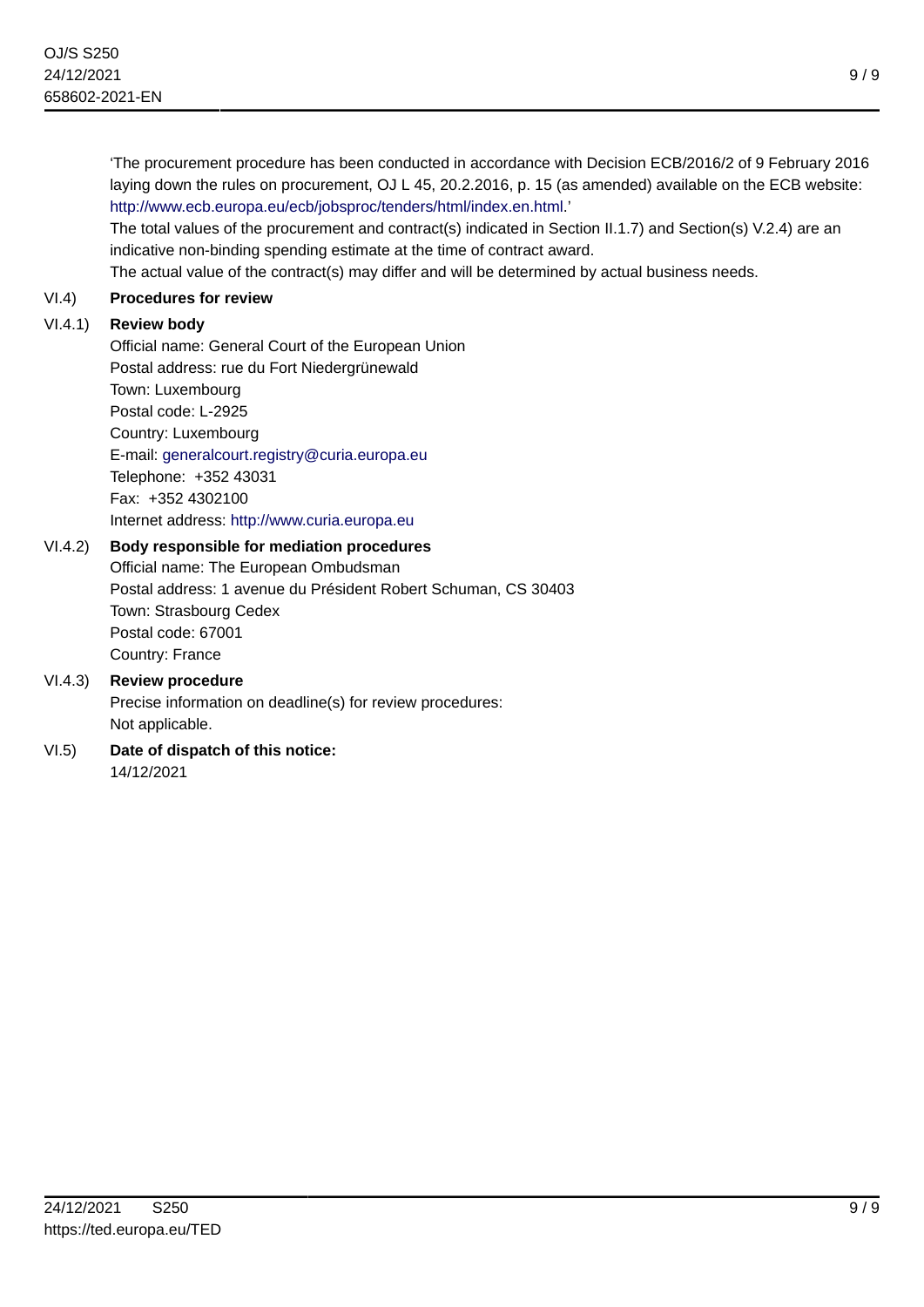'The procurement procedure has been conducted in accordance with Decision ECB/2016/2 of 9 February 2016 laying down the rules on procurement, OJ L 45, 20.2.2016, p. 15 (as amended) available on the ECB website: http://www.ecb.europa.eu/ecb/jobsproc/tenders/html/index.en.html.'

The total values of the procurement and contract(s) indicated in Section II.1.7) and Section(s) V.2.4) are an indicative non-binding spending estimate at the time of contract award.

The actual value of the contract(s) may differ and will be determined by actual business needs.

VI.4) **Procedures for review**

VI.4.1) **Review body**

Official name: General Court of the European Union
Postal address: rue du Fort Niedergrünewald
Town: Luxembourg
Postal code: L-2925
Country: Luxembourg
E-mail: generalcourt.registry@curia.europa.eu
Telephone: +352 43031
Fax: +352 4302100
Internet address: http://www.curia.europa.eu

VI.4.2) **Body responsible for mediation procedures**

Official name: The European Ombudsman
Postal address: 1 avenue du Président Robert Schuman, CS 30403
Town: Strasbourg Cedex
Postal code: 67001
Country: France

VI.4.3) **Review procedure**

Precise information on deadline(s) for review procedures:
Not applicable.

VI.5) **Date of dispatch of this notice:**

14/12/2021